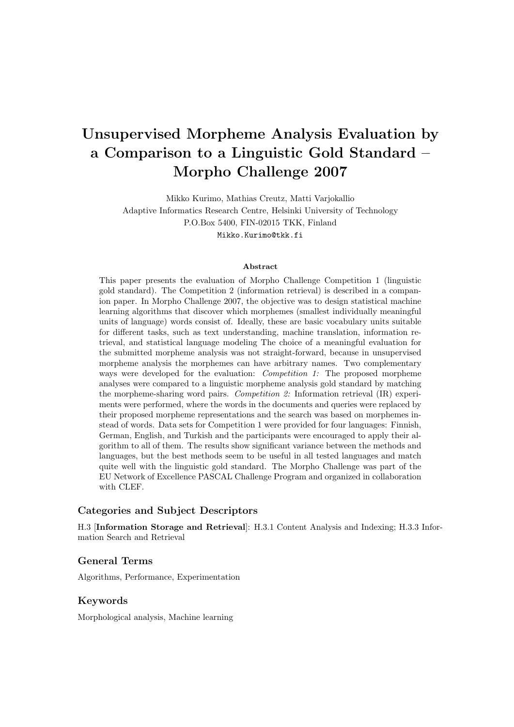# Unsupervised Morpheme Analysis Evaluation by a Comparison to a Linguistic Gold Standard – Morpho Challenge 2007

Mikko Kurimo, Mathias Creutz, Matti Varjokallio
Adaptive Informatics Research Centre, Helsinki University of Technology
P.O.Box 5400, FIN-02015 TKK, Finland
Mikko.Kurimo@tkk.fi

**Abstract**

This paper presents the evaluation of Morpho Challenge Competition 1 (linguistic gold standard). The Competition 2 (information retrieval) is described in a companion paper. In Morpho Challenge 2007, the objective was to design statistical machine learning algorithms that discover which morphemes (smallest individually meaningful units of language) words consist of. Ideally, these are basic vocabulary units suitable for different tasks, such as text understanding, machine translation, information retrieval, and statistical language modeling The choice of a meaningful evaluation for the submitted morpheme analysis was not straight-forward, because in unsupervised morpheme analysis the morphemes can have arbitrary names. Two complementary ways were developed for the evaluation: *Competition 1:* The proposed morpheme analyses were compared to a linguistic morpheme analysis gold standard by matching the morpheme-sharing word pairs. *Competition 2:* Information retrieval (IR) experiments were performed, where the words in the documents and queries were replaced by their proposed morpheme representations and the search was based on morphemes instead of words. Data sets for Competition 1 were provided for four languages: Finnish, German, English, and Turkish and the participants were encouraged to apply their algorithm to all of them. The results show significant variance between the methods and languages, but the best methods seem to be useful in all tested languages and match quite well with the linguistic gold standard. The Morpho Challenge was part of the EU Network of Excellence PASCAL Challenge Program and organized in collaboration with CLEF.

## Categories and Subject Descriptors

H.3 [**Information Storage and Retrieval**]: H.3.1 Content Analysis and Indexing; H.3.3 Information Search and Retrieval

## General Terms

Algorithms, Performance, Experimentation

## Keywords

Morphological analysis, Machine learning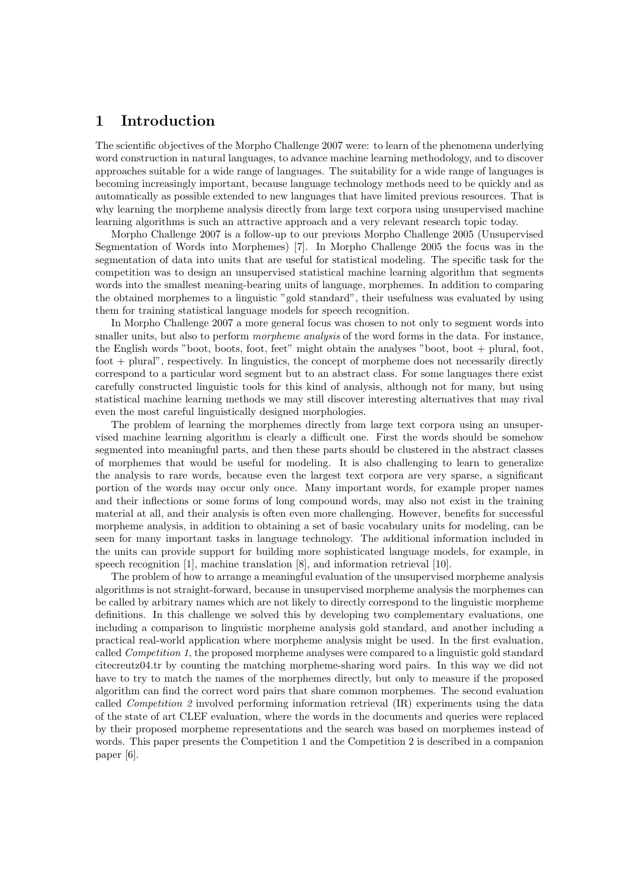## 1 Introduction

The scientific objectives of the Morpho Challenge 2007 were: to learn of the phenomena underlying word construction in natural languages, to advance machine learning methodology, and to discover approaches suitable for a wide range of languages. The suitability for a wide range of languages is becoming increasingly important, because language technology methods need to be quickly and as automatically as possible extended to new languages that have limited previous resources. That is why learning the morpheme analysis directly from large text corpora using unsupervised machine learning algorithms is such an attractive approach and a very relevant research topic today.

Morpho Challenge 2007 is a follow-up to our previous Morpho Challenge 2005 (Unsupervised Segmentation of Words into Morphemes) [7]. In Morpho Challenge 2005 the focus was in the segmentation of data into units that are useful for statistical modeling. The specific task for the competition was to design an unsupervised statistical machine learning algorithm that segments words into the smallest meaning-bearing units of language, morphemes. In addition to comparing the obtained morphemes to a linguistic "gold standard", their usefulness was evaluated by using them for training statistical language models for speech recognition.

In Morpho Challenge 2007 a more general focus was chosen to not only to segment words into smaller units, but also to perform *morpheme analysis* of the word forms in the data. For instance, the English words "boot, boots, foot, feet" might obtain the analyses "boot, boot + plural, foot, foot + plural", respectively. In linguistics, the concept of morpheme does not necessarily directly correspond to a particular word segment but to an abstract class. For some languages there exist carefully constructed linguistic tools for this kind of analysis, although not for many, but using statistical machine learning methods we may still discover interesting alternatives that may rival even the most careful linguistically designed morphologies.

The problem of learning the morphemes directly from large text corpora using an unsupervised machine learning algorithm is clearly a difficult one. First the words should be somehow segmented into meaningful parts, and then these parts should be clustered in the abstract classes of morphemes that would be useful for modeling. It is also challenging to learn to generalize the analysis to rare words, because even the largest text corpora are very sparse, a significant portion of the words may occur only once. Many important words, for example proper names and their inflections or some forms of long compound words, may also not exist in the training material at all, and their analysis is often even more challenging. However, benefits for successful morpheme analysis, in addition to obtaining a set of basic vocabulary units for modeling, can be seen for many important tasks in language technology. The additional information included in the units can provide support for building more sophisticated language models, for example, in speech recognition [1], machine translation [8], and information retrieval [10].

The problem of how to arrange a meaningful evaluation of the unsupervised morpheme analysis algorithms is not straight-forward, because in unsupervised morpheme analysis the morphemes can be called by arbitrary names which are not likely to directly correspond to the linguistic morpheme definitions. In this challenge we solved this by developing two complementary evaluations, one including a comparison to linguistic morpheme analysis gold standard, and another including a practical real-world application where morpheme analysis might be used. In the first evaluation, called *Competition 1*, the proposed morpheme analyses were compared to a linguistic gold standard citecreutz04.tr by counting the matching morpheme-sharing word pairs. In this way we did not have to try to match the names of the morphemes directly, but only to measure if the proposed algorithm can find the correct word pairs that share common morphemes. The second evaluation called *Competition 2* involved performing information retrieval (IR) experiments using the data of the state of art CLEF evaluation, where the words in the documents and queries were replaced by their proposed morpheme representations and the search was based on morphemes instead of words. This paper presents the Competition 1 and the Competition 2 is described in a companion paper [6].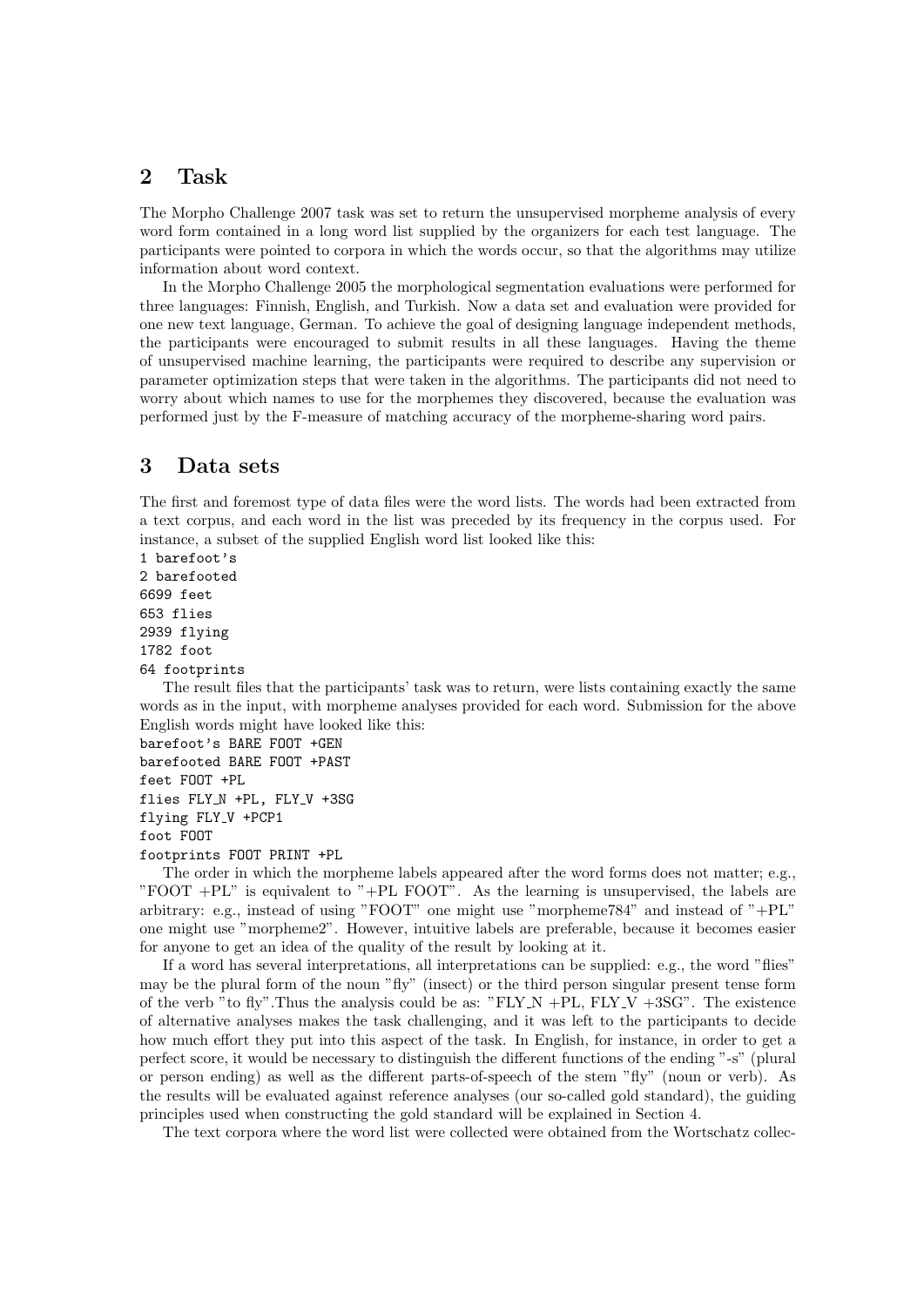## 2 Task

The Morpho Challenge 2007 task was set to return the unsupervised morpheme analysis of every word form contained in a long word list supplied by the organizers for each test language. The participants were pointed to corpora in which the words occur, so that the algorithms may utilize information about word context.

In the Morpho Challenge 2005 the morphological segmentation evaluations were performed for three languages: Finnish, English, and Turkish. Now a data set and evaluation were provided for one new text language, German. To achieve the goal of designing language independent methods, the participants were encouraged to submit results in all these languages. Having the theme of unsupervised machine learning, the participants were required to describe any supervision or parameter optimization steps that were taken in the algorithms. The participants did not need to worry about which names to use for the morphemes they discovered, because the evaluation was performed just by the F-measure of matching accuracy of the morpheme-sharing word pairs.

## 3 Data sets

The first and foremost type of data files were the word lists. The words had been extracted from a text corpus, and each word in the list was preceded by its frequency in the corpus used. For instance, a subset of the supplied English word list looked like this:

```
1 barefoot's
2 barefooted
6699 feet
653 flies
2939 flying
1782 foot
64 footprints
```

The result files that the participants' task was to return, were lists containing exactly the same words as in the input, with morpheme analyses provided for each word. Submission for the above English words might have looked like this:

```
barefoot's BARE FOOT +GEN
barefooted BARE FOOT +PAST
feet FOOT +PL
flies FLY_N +PL, FLY_V +3SG
flying FLY_V +PCP1
foot FOOT
footprints FOOT PRINT +PL
```

The order in which the morpheme labels appeared after the word forms does not matter; e.g., "FOOT +PL" is equivalent to "+PL FOOT". As the learning is unsupervised, the labels are arbitrary: e.g., instead of using "FOOT" one might use "morpheme784" and instead of "+PL" one might use "morpheme2". However, intuitive labels are preferable, because it becomes easier for anyone to get an idea of the quality of the result by looking at it.

If a word has several interpretations, all interpretations can be supplied: e.g., the word "flies" may be the plural form of the noun "fly" (insect) or the third person singular present tense form of the verb "to fly".Thus the analysis could be as: "FLY_N +PL, FLY_V +3SG". The existence of alternative analyses makes the task challenging, and it was left to the participants to decide how much effort they put into this aspect of the task. In English, for instance, in order to get a perfect score, it would be necessary to distinguish the different functions of the ending "-s" (plural or person ending) as well as the different parts-of-speech of the stem "fly" (noun or verb). As the results will be evaluated against reference analyses (our so-called gold standard), the guiding principles used when constructing the gold standard will be explained in Section 4.

The text corpora where the word list were collected were obtained from the Wortschatz collec-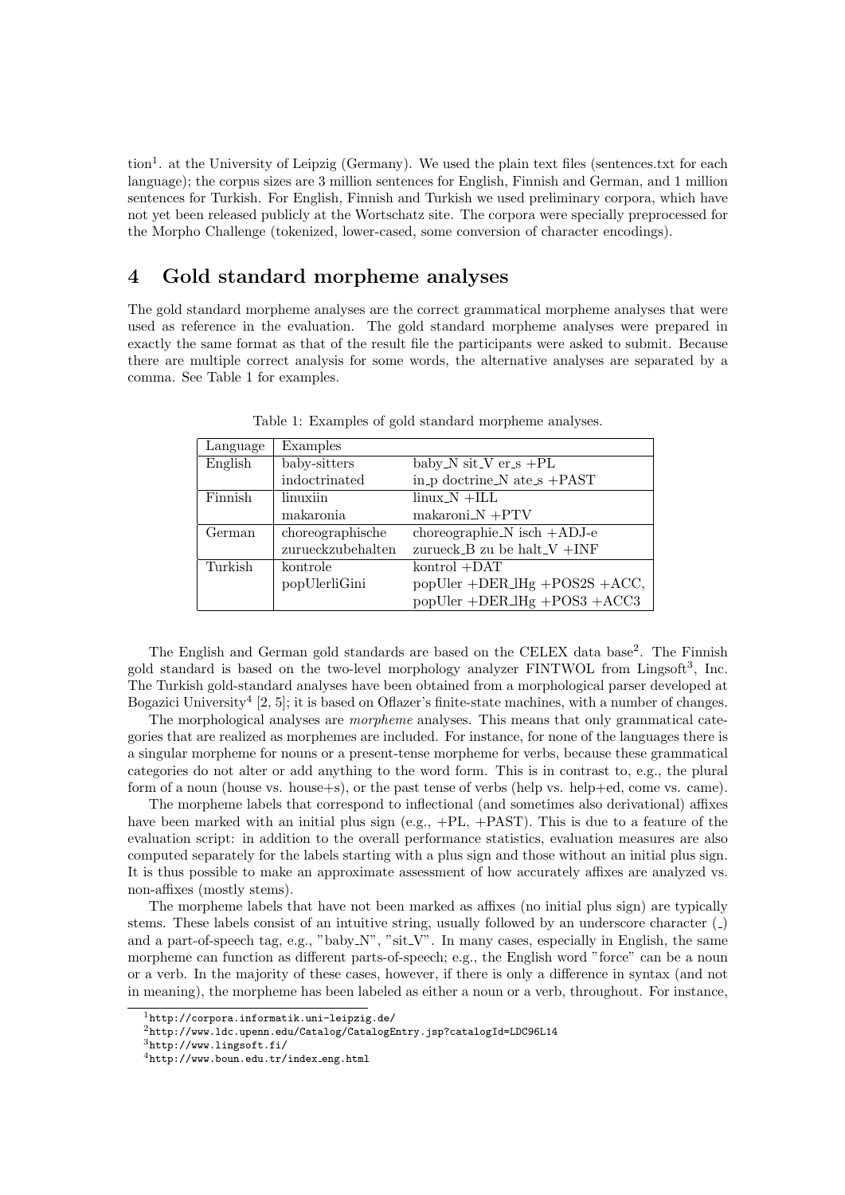tion[1]. at the University of Leipzig (Germany). We used the plain text files (sentences.txt for each language); the corpus sizes are 3 million sentences for English, Finnish and German, and 1 million sentences for Turkish. For English, Finnish and Turkish we used preliminary corpora, which have not yet been released publicly at the Wortschatz site. The corpora were specially preprocessed for the Morpho Challenge (tokenized, lower-cased, some conversion of character encodings).

## 4 Gold standard morpheme analyses

The gold standard morpheme analyses are the correct grammatical morpheme analyses that were used as reference in the evaluation. The gold standard morpheme analyses were prepared in exactly the same format as that of the result file the participants were asked to submit. Because there are multiple correct analysis for some words, the alternative analyses are separated by a comma. See Table 1 for examples.

Table 1: Examples of gold standard morpheme analyses.

| Language | Examples | |
|---|---|---|
| English | baby-sitters | baby_N sit_V er_s +PL |
| | indoctrinated | in_p doctrine_N ate_s +PAST |
| Finnish | linuxiin | linux_N +ILL |
| | makaronia | makaroni_N +PTV |
| German | choreographische | choreographie_N isch +ADJ-e |
| | zurueckzubehalten | zurueck_B zu be halt_V +INF |
| Turkish | kontrole | kontrol +DAT |
| | popUlerliGini | popUler +DER_lHg +POS2S +ACC, |
| | | popUler +DER_lHg +POS3 +ACC3 |

The English and German gold standards are based on the CELEX data base[2]. The Finnish gold standard is based on the two-level morphology analyzer FINTWOL from Lingsoft[3], Inc. The Turkish gold-standard analyses have been obtained from a morphological parser developed at Bogazici University[4] [2, 5]; it is based on Oflazer's finite-state machines, with a number of changes.

The morphological analyses are *morpheme* analyses. This means that only grammatical categories that are realized as morphemes are included. For instance, for none of the languages there is a singular morpheme for nouns or a present-tense morpheme for verbs, because these grammatical categories do not alter or add anything to the word form. This is in contrast to, e.g., the plural form of a noun (house vs. house+s), or the past tense of verbs (help vs. help+ed, come vs. came).

The morpheme labels that correspond to inflectional (and sometimes also derivational) affixes have been marked with an initial plus sign (e.g., +PL, +PAST). This is due to a feature of the evaluation script: in addition to the overall performance statistics, evaluation measures are also computed separately for the labels starting with a plus sign and those without an initial plus sign. It is thus possible to make an approximate assessment of how accurately affixes are analyzed vs. non-affixes (mostly stems).

The morpheme labels that have not been marked as affixes (no initial plus sign) are typically stems. These labels consist of an intuitive string, usually followed by an underscore character (_) and a part-of-speech tag, e.g., "baby_N", "sit_V". In many cases, especially in English, the same morpheme can function as different parts-of-speech; e.g., the English word "force" can be a noun or a verb. In the majority of these cases, however, if there is only a difference in syntax (and not in meaning), the morpheme has been labeled as either a noun or a verb, throughout. For instance,

[1] http://corpora.informatik.uni-leipzig.de/

[2] http://www.ldc.upenn.edu/Catalog/CatalogEntry.jsp?catalogId=LDC96L14

[3] http://www.lingsoft.fi/

[4] http://www.boun.edu.tr/index_eng.html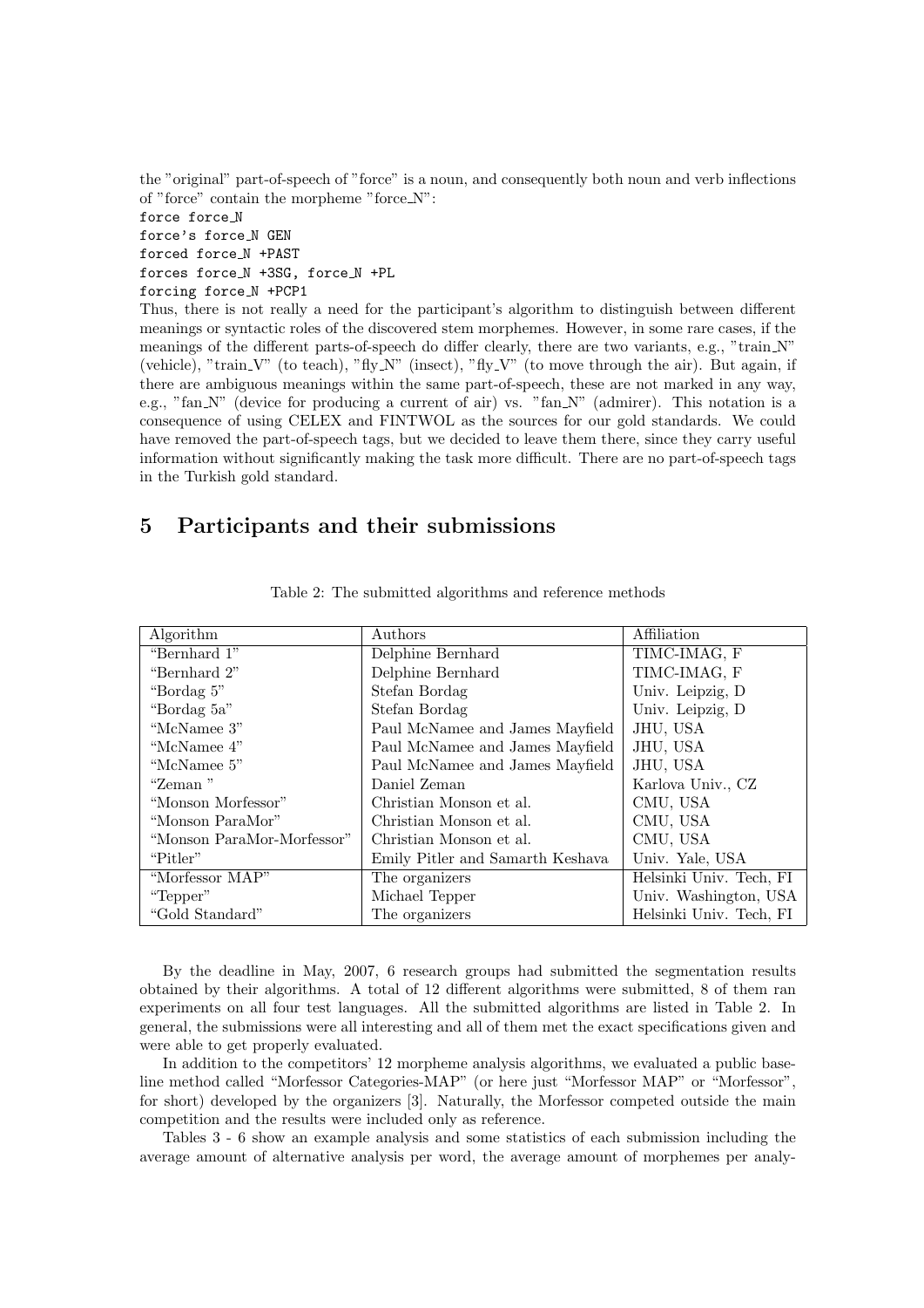the "original" part-of-speech of "force" is a noun, and consequently both noun and verb inflections of "force" contain the morpheme "force_N":

```
force force_N
force's force_N GEN
forced force_N +PAST
forces force_N +3SG, force_N +PL
forcing force_N +PCP1
```

Thus, there is not really a need for the participant's algorithm to distinguish between different meanings or syntactic roles of the discovered stem morphemes. However, in some rare cases, if the meanings of the different parts-of-speech do differ clearly, there are two variants, e.g., "train_N" (vehicle), "train_V" (to teach), "fly_N" (insect), "fly_V" (to move through the air). But again, if there are ambiguous meanings within the same part-of-speech, these are not marked in any way, e.g., "fan_N" (device for producing a current of air) vs. "fan_N" (admirer). This notation is a consequence of using CELEX and FINTWOL as the sources for our gold standards. We could have removed the part-of-speech tags, but we decided to leave them there, since they carry useful information without significantly making the task more difficult. There are no part-of-speech tags in the Turkish gold standard.

## 5 Participants and their submissions

Table 2: The submitted algorithms and reference methods

| Algorithm | Authors | Affiliation |
|---|---|---|
| "Bernhard 1" | Delphine Bernhard | TIMC-IMAG, F |
| "Bernhard 2" | Delphine Bernhard | TIMC-IMAG, F |
| "Bordag 5" | Stefan Bordag | Univ. Leipzig, D |
| "Bordag 5a" | Stefan Bordag | Univ. Leipzig, D |
| "McNamee 3" | Paul McNamee and James Mayfield | JHU, USA |
| "McNamee 4" | Paul McNamee and James Mayfield | JHU, USA |
| "McNamee 5" | Paul McNamee and James Mayfield | JHU, USA |
| "Zeman " | Daniel Zeman | Karlova Univ., CZ |
| "Monson Morfessor" | Christian Monson et al. | CMU, USA |
| "Monson ParaMor" | Christian Monson et al. | CMU, USA |
| "Monson ParaMor-Morfessor" | Christian Monson et al. | CMU, USA |
| "Pitler" | Emily Pitler and Samarth Keshava | Univ. Yale, USA |
| "Morfessor MAP" | The organizers | Helsinki Univ. Tech, FI |
| "Tepper" | Michael Tepper | Univ. Washington, USA |
| "Gold Standard" | The organizers | Helsinki Univ. Tech, FI |

By the deadline in May, 2007, 6 research groups had submitted the segmentation results obtained by their algorithms. A total of 12 different algorithms were submitted, 8 of them ran experiments on all four test languages. All the submitted algorithms are listed in Table 2. In general, the submissions were all interesting and all of them met the exact specifications given and were able to get properly evaluated.

In addition to the competitors' 12 morpheme analysis algorithms, we evaluated a public baseline method called "Morfessor Categories-MAP" (or here just "Morfessor MAP" or "Morfessor", for short) developed by the organizers [3]. Naturally, the Morfessor competed outside the main competition and the results were included only as reference.

Tables 3 - 6 show an example analysis and some statistics of each submission including the average amount of alternative analysis per word, the average amount of morphemes per analy-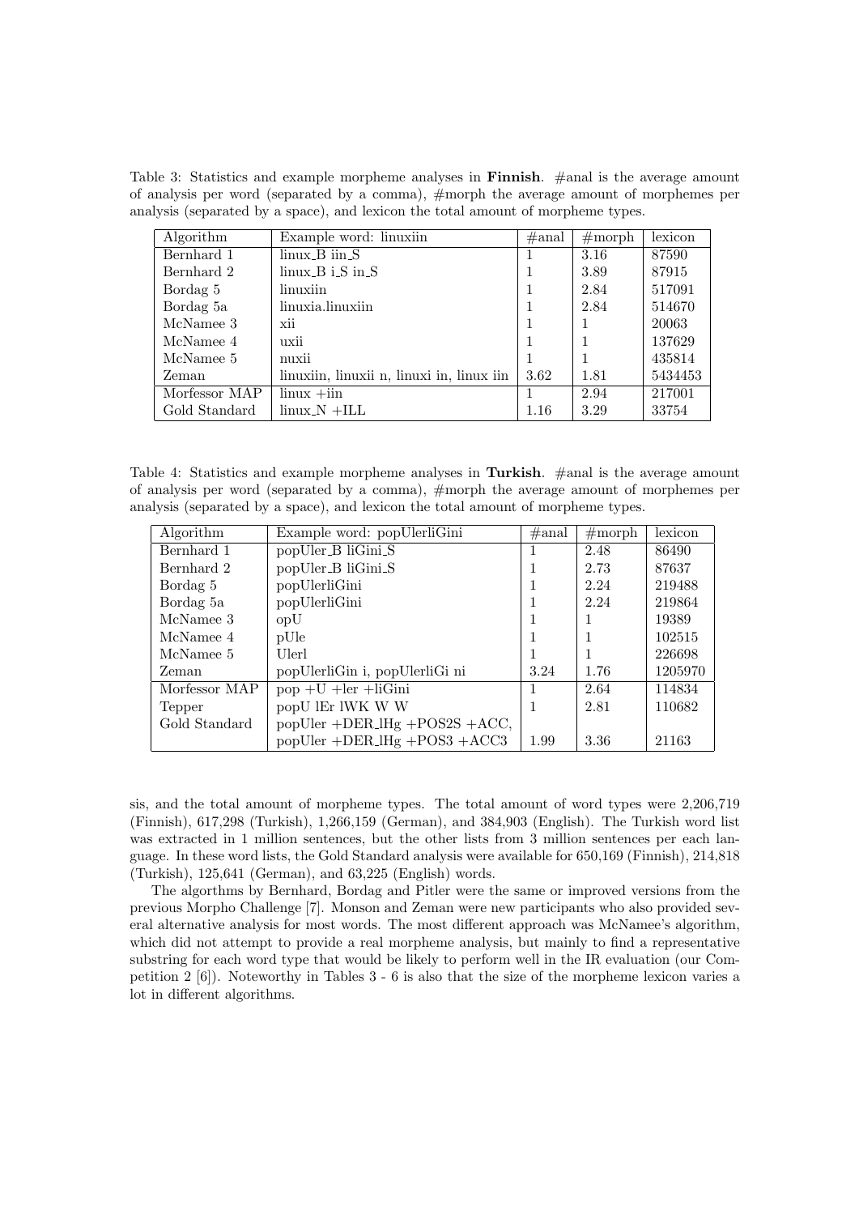Table 3: Statistics and example morpheme analyses in **Finnish**. #anal is the average amount of analysis per word (separated by a comma), #morph the average amount of morphemes per analysis (separated by a space), and lexicon the total amount of morpheme types.

| Algorithm | Example word: linuxiin | #anal | #morph | lexicon |
|---|---|---|---|---|
| Bernhard 1 | linux_B iin_S | 1 | 3.16 | 87590 |
| Bernhard 2 | linux_B i_S in_S | 1 | 3.89 | 87915 |
| Bordag 5 | linuxiin | 1 | 2.84 | 517091 |
| Bordag 5a | linuxia.linuxiin | 1 | 2.84 | 514670 |
| McNamee 3 | xii | 1 | 1 | 20063 |
| McNamee 4 | uxii | 1 | 1 | 137629 |
| McNamee 5 | nuxii | 1 | 1 | 435814 |
| Zeman | linuxiin, linuxii n, linuxi in, linux iin | 3.62 | 1.81 | 5434453 |
| Morfessor MAP | linux +iin | 1 | 2.94 | 217001 |
| Gold Standard | linux_N +ILL | 1.16 | 3.29 | 33754 |

Table 4: Statistics and example morpheme analyses in **Turkish**. #anal is the average amount of analysis per word (separated by a comma), #morph the average amount of morphemes per analysis (separated by a space), and lexicon the total amount of morpheme types.

| Algorithm | Example word: popUlerliGini | #anal | #morph | lexicon |
|---|---|---|---|---|
| Bernhard 1 | popUler_B liGini_S | 1 | 2.48 | 86490 |
| Bernhard 2 | popUler_B liGini_S | 1 | 2.73 | 87637 |
| Bordag 5 | popUlerliGini | 1 | 2.24 | 219488 |
| Bordag 5a | popUlerliGini | 1 | 2.24 | 219864 |
| McNamee 3 | opU | 1 | 1 | 19389 |
| McNamee 4 | pUle | 1 | 1 | 102515 |
| McNamee 5 | Ulerl | 1 | 1 | 226698 |
| Zeman | popUlerliGin i, popUlerliGi ni | 3.24 | 1.76 | 1205970 |
| Morfessor MAP | pop +U +ler +liGini | 1 | 2.64 | 114834 |
| Tepper | popU lEr lWK W W | 1 | 2.81 | 110682 |
| Gold Standard | popUler +DER_lHg +POS2S +ACC, popUler +DER_lHg +POS3 +ACC3 | 1.99 | 3.36 | 21163 |

sis, and the total amount of morpheme types. The total amount of word types were 2,206,719 (Finnish), 617,298 (Turkish), 1,266,159 (German), and 384,903 (English). The Turkish word list was extracted in 1 million sentences, but the other lists from 3 million sentences per each language. In these word lists, the Gold Standard analysis were available for 650,169 (Finnish), 214,818 (Turkish), 125,641 (German), and 63,225 (English) words.

The algorthms by Bernhard, Bordag and Pitler were the same or improved versions from the previous Morpho Challenge [7]. Monson and Zeman were new participants who also provided several alternative analysis for most words. The most different approach was McNamee's algorithm, which did not attempt to provide a real morpheme analysis, but mainly to find a representative substring for each word type that would be likely to perform well in the IR evaluation (our Competition 2 [6]). Noteworthy in Tables 3 - 6 is also that the size of the morpheme lexicon varies a lot in different algorithms.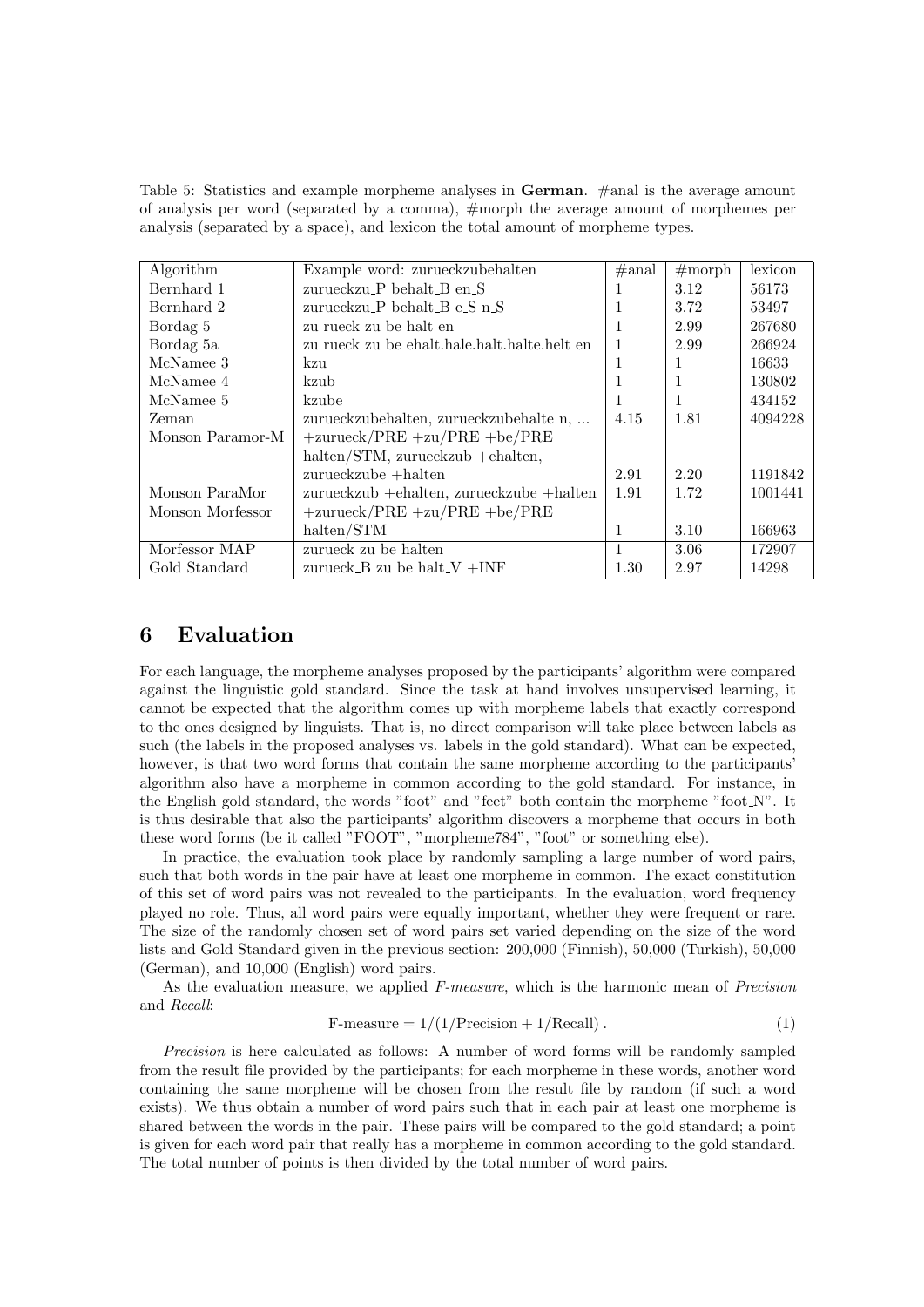Table 5: Statistics and example morpheme analyses in **German**. #anal is the average amount of analysis per word (separated by a comma), #morph the average amount of morphemes per analysis (separated by a space), and lexicon the total amount of morpheme types.

| Algorithm | Example word: zurueckzubehalten | #anal | #morph | lexicon |
|---|---|---|---|---|
| Bernhard 1 | zurueckzu_P behalt_B en_S | 1 | 3.12 | 56173 |
| Bernhard 2 | zurueckzu_P behalt_B e_S n_S | 1 | 3.72 | 53497 |
| Bordag 5 | zu rueck zu be halt en | 1 | 2.99 | 267680 |
| Bordag 5a | zu rueck zu be ehalt.hale.halt.halte.helt en | 1 | 2.99 | 266924 |
| McNamee 3 | kzu | 1 | 1 | 16633 |
| McNamee 4 | kzub | 1 | 1 | 130802 |
| McNamee 5 | kzube | 1 | 1 | 434152 |
| Zeman | zurueckzubehalten, zurueckzubehalte n, ... | 4.15 | 1.81 | 4094228 |
| Monson Paramor-M | +zurueck/PRE +zu/PRE +be/PRE halten/STM, zurueckzub +ehalten, zurueckzube +halten | 2.91 | 2.20 | 1191842 |
| Monson ParaMor | zurueckzub +ehalten, zurueckzube +halten | 1.91 | 1.72 | 1001441 |
| Monson Morfessor | +zurueck/PRE +zu/PRE +be/PRE halten/STM | 1 | 3.10 | 166963 |
| Morfessor MAP | zurueck zu be halten | 1 | 3.06 | 172907 |
| Gold Standard | zurueck_B zu be halt_V +INF | 1.30 | 2.97 | 14298 |

# 6 Evaluation

For each language, the morpheme analyses proposed by the participants' algorithm were compared against the linguistic gold standard. Since the task at hand involves unsupervised learning, it cannot be expected that the algorithm comes up with morpheme labels that exactly correspond to the ones designed by linguists. That is, no direct comparison will take place between labels as such (the labels in the proposed analyses vs. labels in the gold standard). What can be expected, however, is that two word forms that contain the same morpheme according to the participants' algorithm also have a morpheme in common according to the gold standard. For instance, in the English gold standard, the words "foot" and "feet" both contain the morpheme "foot_N". It is thus desirable that also the participants' algorithm discovers a morpheme that occurs in both these word forms (be it called "FOOT", "morpheme784", "foot" or something else).

In practice, the evaluation took place by randomly sampling a large number of word pairs, such that both words in the pair have at least one morpheme in common. The exact constitution of this set of word pairs was not revealed to the participants. In the evaluation, word frequency played no role. Thus, all word pairs were equally important, whether they were frequent or rare. The size of the randomly chosen set of word pairs set varied depending on the size of the word lists and Gold Standard given in the previous section: 200,000 (Finnish), 50,000 (Turkish), 50,000 (German), and 10,000 (English) word pairs.

As the evaluation measure, we applied *F-measure*, which is the harmonic mean of *Precision* and *Recall*:

$$\text{F-measure} = 1/(1/\text{Precision} + 1/\text{Recall}) . \tag{1}$$

*Precision* is here calculated as follows: A number of word forms will be randomly sampled from the result file provided by the participants; for each morpheme in these words, another word containing the same morpheme will be chosen from the result file by random (if such a word exists). We thus obtain a number of word pairs such that in each pair at least one morpheme is shared between the words in the pair. These pairs will be compared to the gold standard; a point is given for each word pair that really has a morpheme in common according to the gold standard. The total number of points is then divided by the total number of word pairs.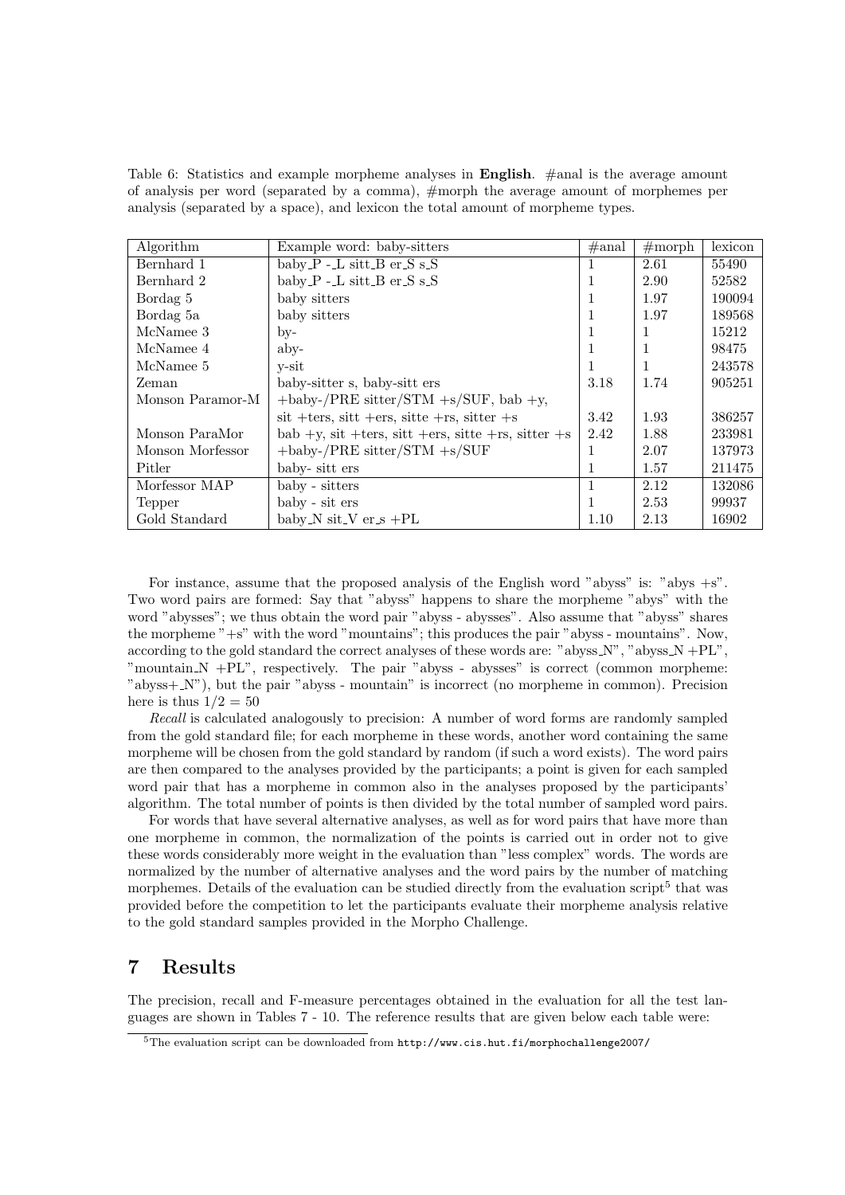Table 6: Statistics and example morpheme analyses in **English**. #anal is the average amount of analysis per word (separated by a comma), #morph the average amount of morphemes per analysis (separated by a space), and lexicon the total amount of morpheme types.

| Algorithm | Example word: baby-sitters | #anal | #morph | lexicon |
|---|---|---|---|---|
| Bernhard 1 | baby_P -_L sitt_B er_S s_S | 1 | 2.61 | 55490 |
| Bernhard 2 | baby_P -_L sitt_B er_S s_S | 1 | 2.90 | 52582 |
| Bordag 5 | baby sitters | 1 | 1.97 | 190094 |
| Bordag 5a | baby sitters | 1 | 1.97 | 189568 |
| McNamee 3 | by- | 1 | 1 | 15212 |
| McNamee 4 | aby- | 1 | 1 | 98475 |
| McNamee 5 | y-sit | 1 | 1 | 243578 |
| Zeman | baby-sitter s, baby-sitt ers | 3.18 | 1.74 | 905251 |
| Monson Paramor-M | +baby-/PRE sitter/STM +s/SUF, bab +y, sit +ters, sitt +ers, sitte +rs, sitter +s | 3.42 | 1.93 | 386257 |
| Monson ParaMor | bab +y, sit +ters, sitt +ers, sitte +rs, sitter +s | 2.42 | 1.88 | 233981 |
| Monson Morfessor | +baby-/PRE sitter/STM +s/SUF | 1 | 2.07 | 137973 |
| Pitler | baby- sitt ers | 1 | 1.57 | 211475 |
| Morfessor MAP | baby - sitters | 1 | 2.12 | 132086 |
| Tepper | baby - sit ers | 1 | 2.53 | 99937 |
| Gold Standard | baby_N sit_V er_s +PL | 1.10 | 2.13 | 16902 |

For instance, assume that the proposed analysis of the English word "abyss" is: "abys +s". Two word pairs are formed: Say that "abyss" happens to share the morpheme "abys" with the word "abysses"; we thus obtain the word pair "abyss - abysses". Also assume that "abyss" shares the morpheme "+s" with the word "mountains"; this produces the pair "abyss - mountains". Now, according to the gold standard the correct analyses of these words are: "abyss_N", "abyss_N +PL", "mountain_N +PL", respectively. The pair "abyss - abysses" is correct (common morpheme: "abyss+_N"), but the pair "abyss - mountain" is incorrect (no morpheme in common). Precision here is thus $1/2 = 50$

*Recall* is calculated analogously to precision: A number of word forms are randomly sampled from the gold standard file; for each morpheme in these words, another word containing the same morpheme will be chosen from the gold standard by random (if such a word exists). The word pairs are then compared to the analyses provided by the participants; a point is given for each sampled word pair that has a morpheme in common also in the analyses proposed by the participants' algorithm. The total number of points is then divided by the total number of sampled word pairs.

For words that have several alternative analyses, as well as for word pairs that have more than one morpheme in common, the normalization of the points is carried out in order not to give these words considerably more weight in the evaluation than "less complex" words. The words are normalized by the number of alternative analyses and the word pairs by the number of matching morphemes. Details of the evaluation can be studied directly from the evaluation script[5] that was provided before the competition to let the participants evaluate their morpheme analysis relative to the gold standard samples provided in the Morpho Challenge.

## 7 Results

The precision, recall and F-measure percentages obtained in the evaluation for all the test languages are shown in Tables 7 - 10. The reference results that are given below each table were:

[5]The evaluation script can be downloaded from http://www.cis.hut.fi/morphochallenge2007/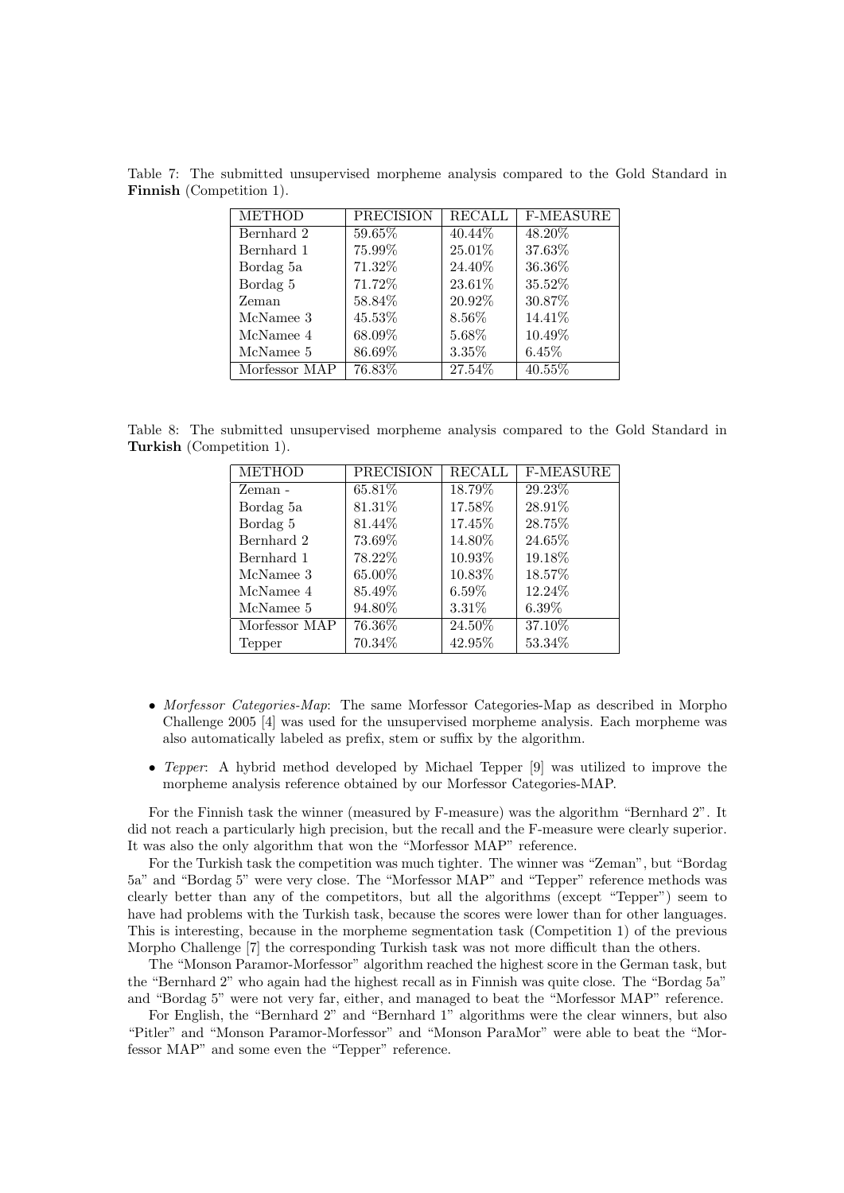Table 7: The submitted unsupervised morpheme analysis compared to the Gold Standard in **Finnish** (Competition 1).

| METHOD | PRECISION | RECALL | F-MEASURE |
|---|---|---|---|
| Bernhard 2 | 59.65% | 40.44% | 48.20% |
| Bernhard 1 | 75.99% | 25.01% | 37.63% |
| Bordag 5a | 71.32% | 24.40% | 36.36% |
| Bordag 5 | 71.72% | 23.61% | 35.52% |
| Zeman | 58.84% | 20.92% | 30.87% |
| McNamee 3 | 45.53% | 8.56% | 14.41% |
| McNamee 4 | 68.09% | 5.68% | 10.49% |
| McNamee 5 | 86.69% | 3.35% | 6.45% |
| Morfessor MAP | 76.83% | 27.54% | 40.55% |

Table 8: The submitted unsupervised morpheme analysis compared to the Gold Standard in **Turkish** (Competition 1).

| METHOD | PRECISION | RECALL | F-MEASURE |
|---|---|---|---|
| Zeman - | 65.81% | 18.79% | 29.23% |
| Bordag 5a | 81.31% | 17.58% | 28.91% |
| Bordag 5 | 81.44% | 17.45% | 28.75% |
| Bernhard 2 | 73.69% | 14.80% | 24.65% |
| Bernhard 1 | 78.22% | 10.93% | 19.18% |
| McNamee 3 | 65.00% | 10.83% | 18.57% |
| McNamee 4 | 85.49% | 6.59% | 12.24% |
| McNamee 5 | 94.80% | 3.31% | 6.39% |
| Morfessor MAP | 76.36% | 24.50% | 37.10% |
| Tepper | 70.34% | 42.95% | 53.34% |

- *Morfessor Categories-Map*: The same Morfessor Categories-Map as described in Morpho Challenge 2005 [4] was used for the unsupervised morpheme analysis. Each morpheme was also automatically labeled as prefix, stem or suffix by the algorithm.
- *Tepper*: A hybrid method developed by Michael Tepper [9] was utilized to improve the morpheme analysis reference obtained by our Morfessor Categories-MAP.

For the Finnish task the winner (measured by F-measure) was the algorithm "Bernhard 2". It did not reach a particularly high precision, but the recall and the F-measure were clearly superior. It was also the only algorithm that won the "Morfessor MAP" reference.

For the Turkish task the competition was much tighter. The winner was "Zeman", but "Bordag 5a" and "Bordag 5" were very close. The "Morfessor MAP" and "Tepper" reference methods was clearly better than any of the competitors, but all the algorithms (except "Tepper") seem to have had problems with the Turkish task, because the scores were lower than for other languages. This is interesting, because in the morpheme segmentation task (Competition 1) of the previous Morpho Challenge [7] the corresponding Turkish task was not more difficult than the others.

The "Monson Paramor-Morfessor" algorithm reached the highest score in the German task, but the "Bernhard 2" who again had the highest recall as in Finnish was quite close. The "Bordag 5a" and "Bordag 5" were not very far, either, and managed to beat the "Morfessor MAP" reference.

For English, the "Bernhard 2" and "Bernhard 1" algorithms were the clear winners, but also "Pitler" and "Monson Paramor-Morfessor" and "Monson ParaMor" were able to beat the "Morfessor MAP" and some even the "Tepper" reference.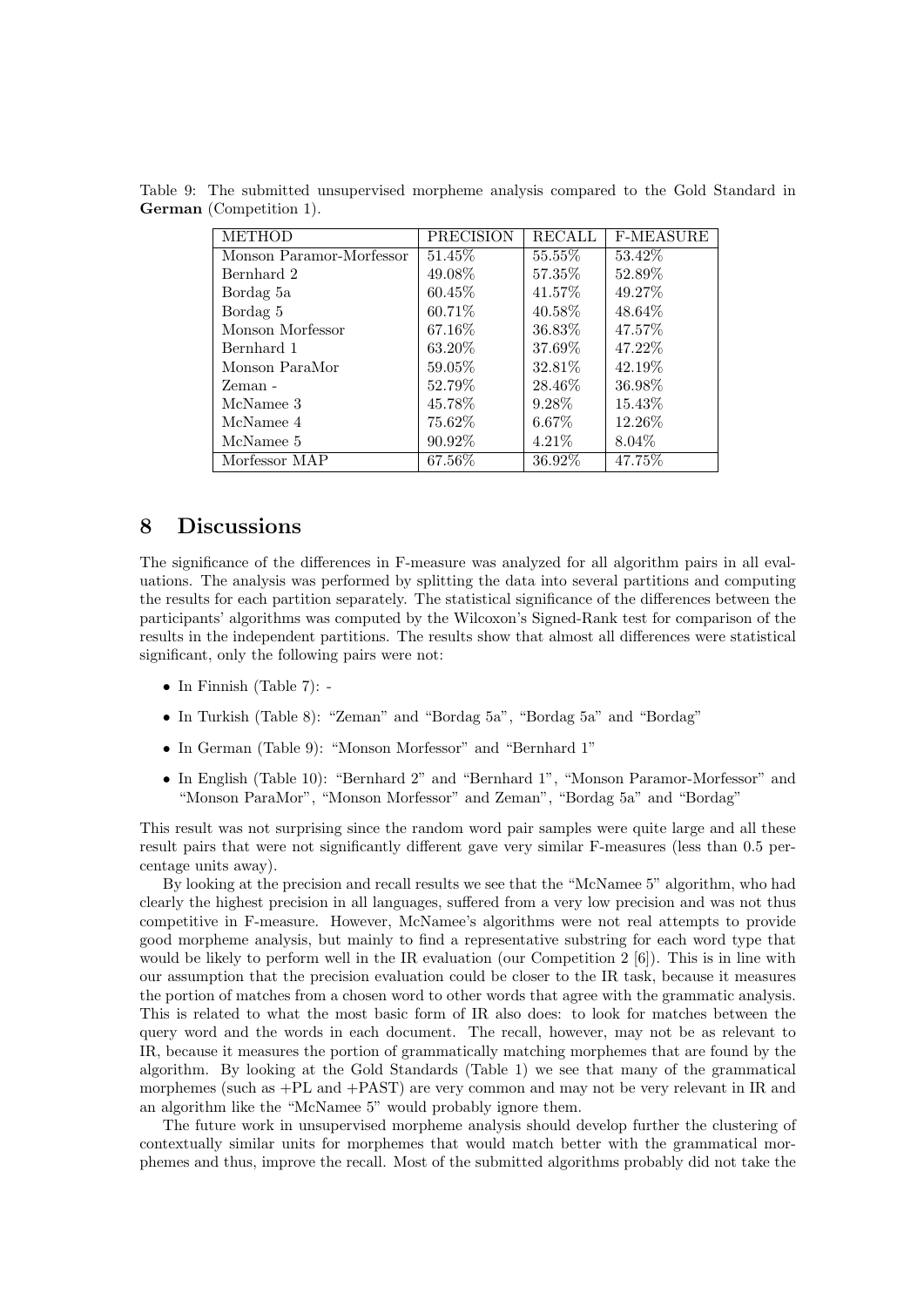Table 9: The submitted unsupervised morpheme analysis compared to the Gold Standard in **German** (Competition 1).

| METHOD | PRECISION | RECALL | F-MEASURE |
|---|---|---|---|
| Monson Paramor-Morfessor | 51.45% | 55.55% | 53.42% |
| Bernhard 2 | 49.08% | 57.35% | 52.89% |
| Bordag 5a | 60.45% | 41.57% | 49.27% |
| Bordag 5 | 60.71% | 40.58% | 48.64% |
| Monson Morfessor | 67.16% | 36.83% | 47.57% |
| Bernhard 1 | 63.20% | 37.69% | 47.22% |
| Monson ParaMor | 59.05% | 32.81% | 42.19% |
| Zeman - | 52.79% | 28.46% | 36.98% |
| McNamee 3 | 45.78% | 9.28% | 15.43% |
| McNamee 4 | 75.62% | 6.67% | 12.26% |
| McNamee 5 | 90.92% | 4.21% | 8.04% |
| Morfessor MAP | 67.56% | 36.92% | 47.75% |

# 8 Discussions

The significance of the differences in F-measure was analyzed for all algorithm pairs in all evaluations. The analysis was performed by splitting the data into several partitions and computing the results for each partition separately. The statistical significance of the differences between the participants' algorithms was computed by the Wilcoxon's Signed-Rank test for comparison of the results in the independent partitions. The results show that almost all differences were statistical significant, only the following pairs were not:

- In Finnish (Table 7): -
- In Turkish (Table 8): "Zeman" and "Bordag 5a", "Bordag 5a" and "Bordag"
- In German (Table 9): "Monson Morfessor" and "Bernhard 1"
- In English (Table 10): "Bernhard 2" and "Bernhard 1", "Monson Paramor-Morfessor" and "Monson ParaMor", "Monson Morfessor" and Zeman", "Bordag 5a" and "Bordag"

This result was not surprising since the random word pair samples were quite large and all these result pairs that were not significantly different gave very similar F-measures (less than 0.5 percentage units away).

By looking at the precision and recall results we see that the "McNamee 5" algorithm, who had clearly the highest precision in all languages, suffered from a very low precision and was not thus competitive in F-measure. However, McNamee's algorithms were not real attempts to provide good morpheme analysis, but mainly to find a representative substring for each word type that would be likely to perform well in the IR evaluation (our Competition 2 [6]). This is in line with our assumption that the precision evaluation could be closer to the IR task, because it measures the portion of matches from a chosen word to other words that agree with the grammatic analysis. This is related to what the most basic form of IR also does: to look for matches between the query word and the words in each document. The recall, however, may not be as relevant to IR, because it measures the portion of grammatically matching morphemes that are found by the algorithm. By looking at the Gold Standards (Table 1) we see that many of the grammatical morphemes (such as +PL and +PAST) are very common and may not be very relevant in IR and an algorithm like the "McNamee 5" would probably ignore them.

The future work in unsupervised morpheme analysis should develop further the clustering of contextually similar units for morphemes that would match better with the grammatical morphemes and thus, improve the recall. Most of the submitted algorithms probably did not take the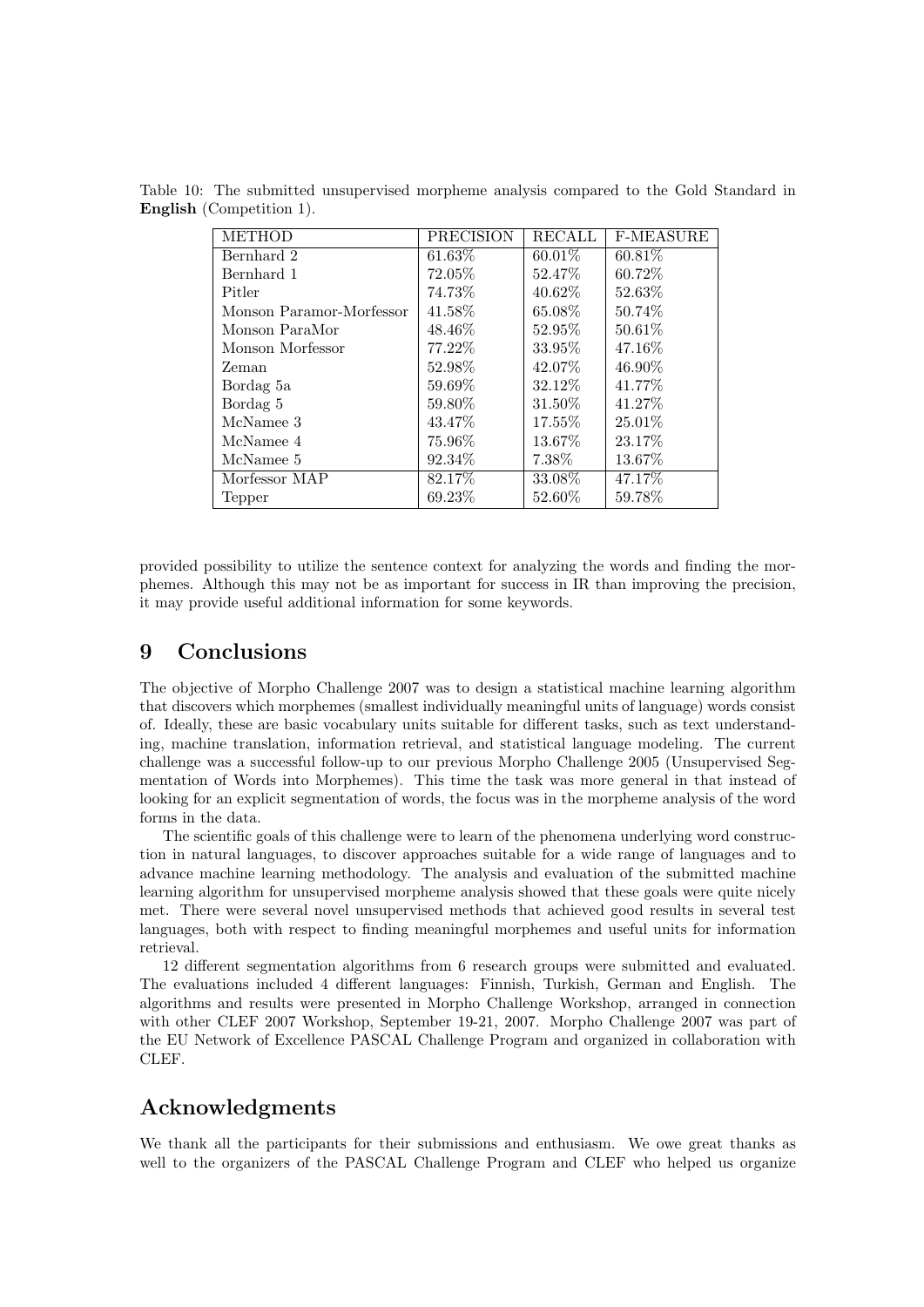Table 10: The submitted unsupervised morpheme analysis compared to the Gold Standard in **English** (Competition 1).

| METHOD | PRECISION | RECALL | F-MEASURE |
| --- | --- | --- | --- |
| Bernhard 2 | 61.63% | 60.01% | 60.81% |
| Bernhard 1 | 72.05% | 52.47% | 60.72% |
| Pitler | 74.73% | 40.62% | 52.63% |
| Monson Paramor-Morfessor | 41.58% | 65.08% | 50.74% |
| Monson ParaMor | 48.46% | 52.95% | 50.61% |
| Monson Morfessor | 77.22% | 33.95% | 47.16% |
| Zeman | 52.98% | 42.07% | 46.90% |
| Bordag 5a | 59.69% | 32.12% | 41.77% |
| Bordag 5 | 59.80% | 31.50% | 41.27% |
| McNamee 3 | 43.47% | 17.55% | 25.01% |
| McNamee 4 | 75.96% | 13.67% | 23.17% |
| McNamee 5 | 92.34% | 7.38% | 13.67% |
| Morfessor MAP | 82.17% | 33.08% | 47.17% |
| Tepper | 69.23% | 52.60% | 59.78% |

provided possibility to utilize the sentence context for analyzing the words and finding the morphemes. Although this may not be as important for success in IR than improving the precision, it may provide useful additional information for some keywords.

## 9 Conclusions

The objective of Morpho Challenge 2007 was to design a statistical machine learning algorithm that discovers which morphemes (smallest individually meaningful units of language) words consist of. Ideally, these are basic vocabulary units suitable for different tasks, such as text understanding, machine translation, information retrieval, and statistical language modeling. The current challenge was a successful follow-up to our previous Morpho Challenge 2005 (Unsupervised Segmentation of Words into Morphemes). This time the task was more general in that instead of looking for an explicit segmentation of words, the focus was in the morpheme analysis of the word forms in the data.

The scientific goals of this challenge were to learn of the phenomena underlying word construction in natural languages, to discover approaches suitable for a wide range of languages and to advance machine learning methodology. The analysis and evaluation of the submitted machine learning algorithm for unsupervised morpheme analysis showed that these goals were quite nicely met. There were several novel unsupervised methods that achieved good results in several test languages, both with respect to finding meaningful morphemes and useful units for information retrieval.

12 different segmentation algorithms from 6 research groups were submitted and evaluated. The evaluations included 4 different languages: Finnish, Turkish, German and English. The algorithms and results were presented in Morpho Challenge Workshop, arranged in connection with other CLEF 2007 Workshop, September 19-21, 2007. Morpho Challenge 2007 was part of the EU Network of Excellence PASCAL Challenge Program and organized in collaboration with CLEF.

## Acknowledgments

We thank all the participants for their submissions and enthusiasm. We owe great thanks as well to the organizers of the PASCAL Challenge Program and CLEF who helped us organize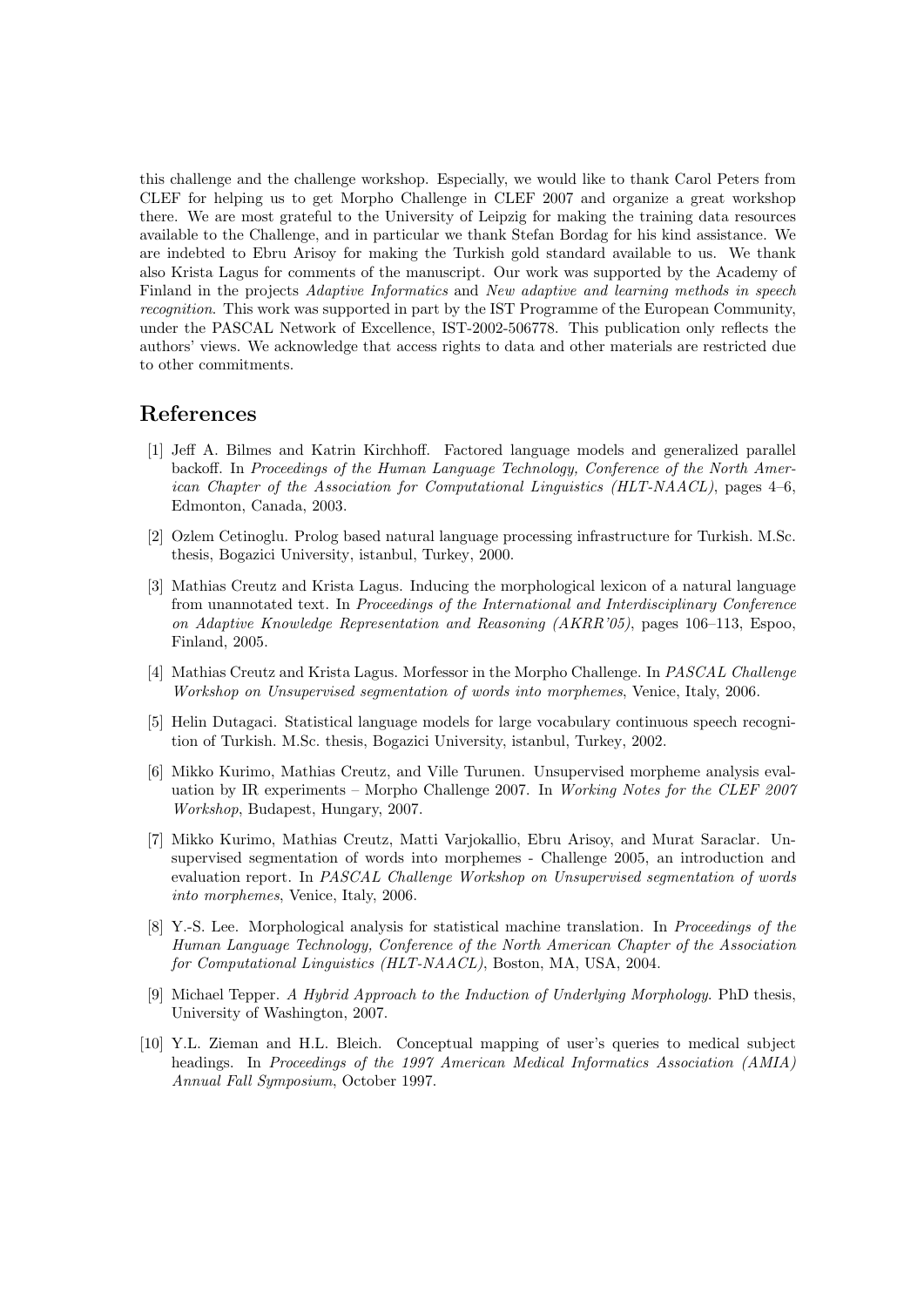this challenge and the challenge workshop. Especially, we would like to thank Carol Peters from CLEF for helping us to get Morpho Challenge in CLEF 2007 and organize a great workshop there. We are most grateful to the University of Leipzig for making the training data resources available to the Challenge, and in particular we thank Stefan Bordag for his kind assistance. We are indebted to Ebru Arisoy for making the Turkish gold standard available to us. We thank also Krista Lagus for comments of the manuscript. Our work was supported by the Academy of Finland in the projects *Adaptive Informatics* and *New adaptive and learning methods in speech recognition*. This work was supported in part by the IST Programme of the European Community, under the PASCAL Network of Excellence, IST-2002-506778. This publication only reflects the authors' views. We acknowledge that access rights to data and other materials are restricted due to other commitments.

## References

[1] Jeff A. Bilmes and Katrin Kirchhoff. Factored language models and generalized parallel backoff. In *Proceedings of the Human Language Technology, Conference of the North American Chapter of the Association for Computational Linguistics (HLT-NAACL)*, pages 4–6, Edmonton, Canada, 2003.

[2] Ozlem Cetinoglu. Prolog based natural language processing infrastructure for Turkish. M.Sc. thesis, Bogazici University, istanbul, Turkey, 2000.

[3] Mathias Creutz and Krista Lagus. Inducing the morphological lexicon of a natural language from unannotated text. In *Proceedings of the International and Interdisciplinary Conference on Adaptive Knowledge Representation and Reasoning (AKRR'05)*, pages 106–113, Espoo, Finland, 2005.

[4] Mathias Creutz and Krista Lagus. Morfessor in the Morpho Challenge. In *PASCAL Challenge Workshop on Unsupervised segmentation of words into morphemes*, Venice, Italy, 2006.

[5] Helin Dutagaci. Statistical language models for large vocabulary continuous speech recognition of Turkish. M.Sc. thesis, Bogazici University, istanbul, Turkey, 2002.

[6] Mikko Kurimo, Mathias Creutz, and Ville Turunen. Unsupervised morpheme analysis evaluation by IR experiments – Morpho Challenge 2007. In *Working Notes for the CLEF 2007 Workshop*, Budapest, Hungary, 2007.

[7] Mikko Kurimo, Mathias Creutz, Matti Varjokallio, Ebru Arisoy, and Murat Saraclar. Unsupervised segmentation of words into morphemes - Challenge 2005, an introduction and evaluation report. In *PASCAL Challenge Workshop on Unsupervised segmentation of words into morphemes*, Venice, Italy, 2006.

[8] Y.-S. Lee. Morphological analysis for statistical machine translation. In *Proceedings of the Human Language Technology, Conference of the North American Chapter of the Association for Computational Linguistics (HLT-NAACL)*, Boston, MA, USA, 2004.

[9] Michael Tepper. *A Hybrid Approach to the Induction of Underlying Morphology*. PhD thesis, University of Washington, 2007.

[10] Y.L. Zieman and H.L. Bleich. Conceptual mapping of user's queries to medical subject headings. In *Proceedings of the 1997 American Medical Informatics Association (AMIA) Annual Fall Symposium*, October 1997.